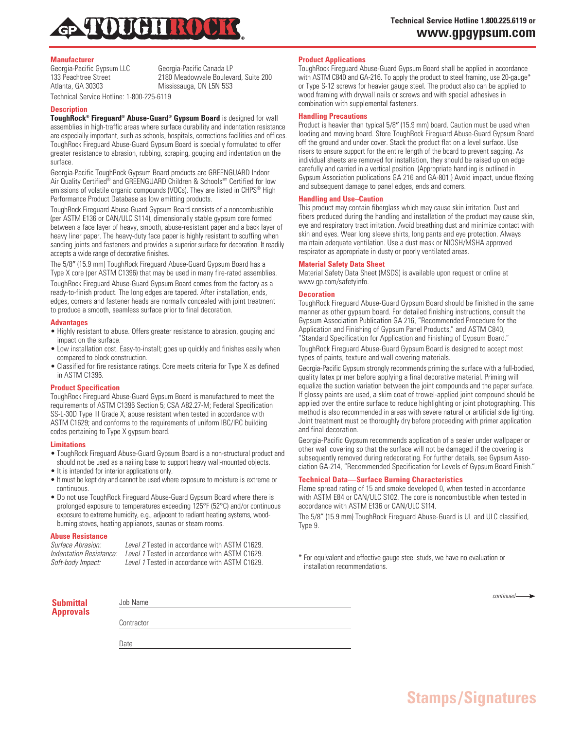# GP ToughRock®

**Technical Service Hotline 1.800.225.6119 or www.gpgypsum.com**

## Manufacturer

Georgia-Pacific Gypsum LLC
133 Peachtree Street
Atlanta, GA 30303

Georgia-Pacific Canada LP
2180 Meadowvale Boulevard, Suite 200
Mississauga, ON L5N 5S3

Technical Service Hotline: 1-800-225-6119

## Description

**ToughRock® Fireguard® Abuse-Guard® Gypsum Board** is designed for wall assemblies in high-traffic areas where surface durability and indentation resistance are especially important, such as schools, hospitals, corrections facilities and offices. ToughRock Fireguard Abuse-Guard Gypsum Board is specially formulated to offer greater resistance to abrasion, rubbing, scraping, gouging and indentation on the surface.

Georgia-Pacific ToughRock Gypsum Board products are GREENGUARD Indoor Air Quality Certified® and GREENGUARD Children & Schools℠ Certified for low emissions of volatile organic compounds (VOCs). They are listed in CHPS® High Performance Product Database as low emitting products.

ToughRock Fireguard Abuse-Guard Gypsum Board consists of a noncombustible (per ASTM E136 or CAN/ULC S114), dimensionally stable gypsum core formed between a face layer of heavy, smooth, abuse-resistant paper and a back layer of heavy liner paper. The heavy-duty face paper is highly resistant to scuffing when sanding joints and fasteners and provides a superior surface for decoration. It readily accepts a wide range of decorative finishes.

The 5/8″ (15.9 mm) ToughRock Fireguard Abuse-Guard Gypsum Board has a Type X core (per ASTM C1396) that may be used in many fire-rated assemblies.

ToughRock Fireguard Abuse-Guard Gypsum Board comes from the factory as a ready-to-finish product. The long edges are tapered. After installation, ends, edges, corners and fastener heads are normally concealed with joint treatment to produce a smooth, seamless surface prior to final decoration.

## Advantages

- Highly resistant to abuse. Offers greater resistance to abrasion, gouging and impact on the surface.
- Low installation cost. Easy-to-install; goes up quickly and finishes easily when compared to block construction.
- Classified for fire resistance ratings. Core meets criteria for Type X as defined in ASTM C1396.

## Product Specification

ToughRock Fireguard Abuse-Guard Gypsum Board is manufactured to meet the requirements of ASTM C1396 Section 5; CSA A82.27-M; Federal Specification SS-L-30D Type III Grade X; abuse resistant when tested in accordance with ASTM C1629; and conforms to the requirements of uniform IBC/IRC building codes pertaining to Type X gypsum board.

## Limitations

- ToughRock Fireguard Abuse-Guard Gypsum Board is a non-structural product and should not be used as a nailing base to support heavy wall-mounted objects.
- It is intended for interior applications only.
- It must be kept dry and cannot be used where exposure to moisture is extreme or continuous.
- Do not use ToughRock Fireguard Abuse-Guard Gypsum Board where there is prolonged exposure to temperatures exceeding 125°F (52°C) and/or continuous exposure to extreme humidity, e.g., adjacent to radiant heating systems, wood-burning stoves, heating appliances, saunas or steam rooms.

## Abuse Resistance

| | |
|---|---|
| *Surface Abrasion:* | *Level 2* Tested in accordance with ASTM C1629. |
| *Indentation Resistance:* | *Level 1* Tested in accordance with ASTM C1629. |
| *Soft-body Impact:* | *Level 1* Tested in accordance with ASTM C1629. |

## Product Applications

ToughRock Fireguard Abuse-Guard Gypsum Board shall be applied in accordance with ASTM C840 and GA-216. To apply the product to steel framing, use 20-gauge* or Type S-12 screws for heavier gauge steel. The product also can be applied to wood framing with drywall nails or screws and with special adhesives in combination with supplemental fasteners.

## Handling Precautions

Product is heavier than typical 5/8″ (15.9 mm) board. Caution must be used when loading and moving board. Store ToughRock Fireguard Abuse-Guard Gypsum Board off the ground and under cover. Stack the product flat on a level surface. Use risers to ensure support for the entire length of the board to prevent sagging. As individual sheets are removed for installation, they should be raised up on edge carefully and carried in a vertical position. (Appropriate handling is outlined in Gypsum Association publications GA 216 and GA-801.) Avoid impact, undue flexing and subsequent damage to panel edges, ends and corners.

## Handling and Use–Caution

This product may contain fiberglass which may cause skin irritation. Dust and fibers produced during the handling and installation of the product may cause skin, eye and respiratory tract irritation. Avoid breathing dust and minimize contact with skin and eyes. Wear long sleeve shirts, long pants and eye protection. Always maintain adequate ventilation. Use a dust mask or NIOSH/MSHA approved respirator as appropriate in dusty or poorly ventilated areas.

## Material Safety Data Sheet

Material Safety Data Sheet (MSDS) is available upon request or online at www.gp.com/safetyinfo.

## Decoration

ToughRock Fireguard Abuse-Guard Gypsum Board should be finished in the same manner as other gypsum board. For detailed finishing instructions, consult the Gypsum Association Publication GA 216, "Recommended Procedure for the Application and Finishing of Gypsum Panel Products," and ASTM C840, "Standard Specification for Application and Finishing of Gypsum Board."

ToughRock Fireguard Abuse-Guard Gypsum Board is designed to accept most types of paints, texture and wall covering materials.

Georgia-Pacific Gypsum strongly recommends priming the surface with a full-bodied, quality latex primer before applying a final decorative material. Priming will equalize the suction variation between the joint compounds and the paper surface. If glossy paints are used, a skim coat of trowel-applied joint compound should be applied over the entire surface to reduce highlighting or joint photographing. This method is also recommended in areas with severe natural or artificial side lighting. Joint treatment must be thoroughly dry before proceeding with primer application and final decoration.

Georgia-Pacific Gypsum recommends application of a sealer under wallpaper or other wall covering so that the surface will not be damaged if the covering is subsequently removed during redecorating. For further details, see Gypsum Association GA-214, "Recommended Specification for Levels of Gypsum Board Finish."

## Technical Data—Surface Burning Characteristics

Flame spread rating of 15 and smoke developed 0, when tested in accordance with ASTM E84 or CAN/ULC S102. The core is noncombustible when tested in accordance with ASTM E136 or CAN/ULC S114.

The 5/8" (15.9 mm) ToughRock Fireguard Abuse-Guard is UL and ULC classified, Type 9.

\* For equivalent and effective gauge steel studs, we have no evaluation or installation recommendations.

*continued*

## Submittal Approvals

Job Name \_\_\_\_\_\_\_\_\_\_\_\_\_\_\_\_\_\_\_\_

Contractor \_\_\_\_\_\_\_\_\_\_\_\_\_\_\_\_\_\_\_\_

Date \_\_\_\_\_\_\_\_\_\_\_\_\_\_\_\_\_\_\_\_

**Stamps/Signatures**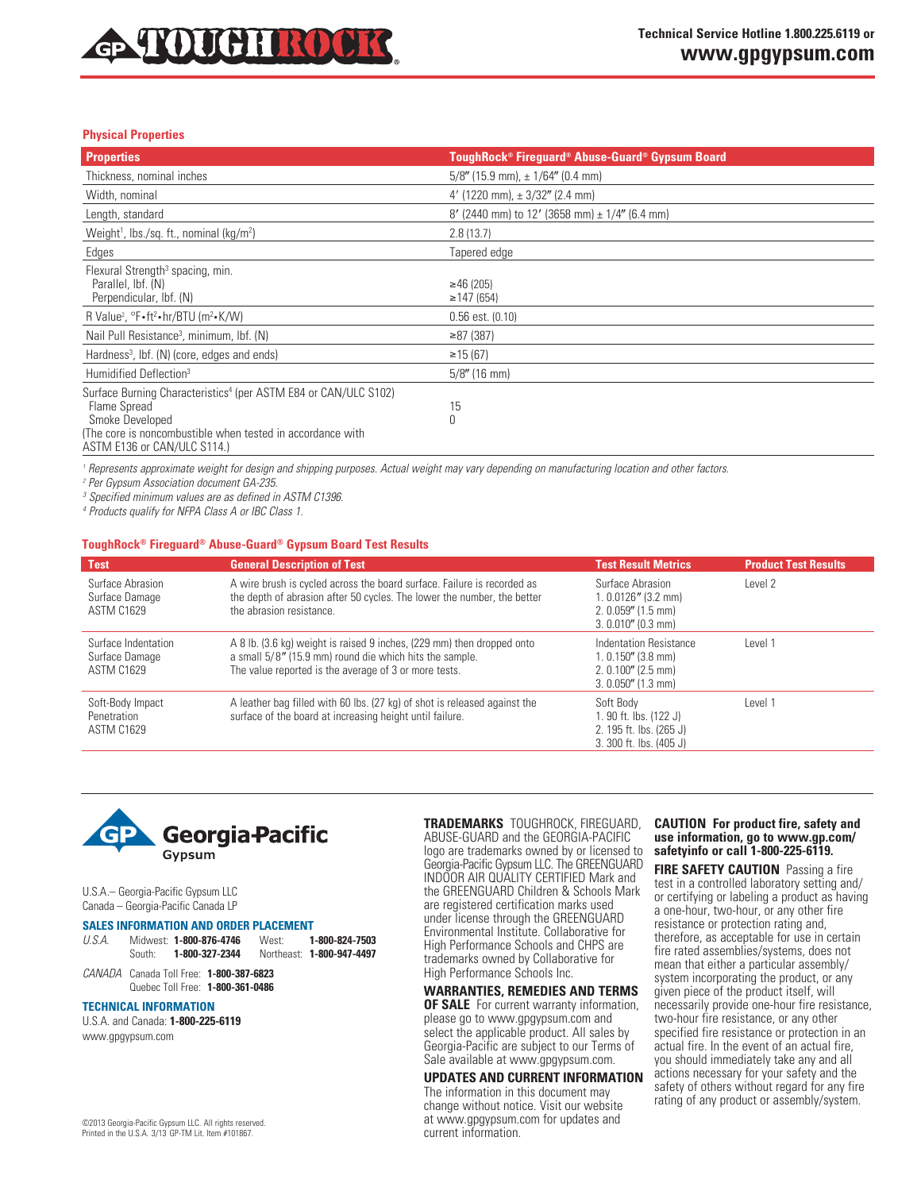Technical Service Hotline 1.800.225.6119 or **www.gpgypsum.com**

### Physical Properties

| Properties | ToughRock® Fireguard® Abuse-Guard® Gypsum Board |
|---|---|
| Thickness, nominal inches | 5/8″ (15.9 mm), ± 1/64″ (0.4 mm) |
| Width, nominal | 4′ (1220 mm), ± 3/32″ (2.4 mm) |
| Length, standard | 8′ (2440 mm) to 12′ (3658 mm) ± 1/4″ (6.4 mm) |
| Weight[1], lbs./sq. ft., nominal (kg/m$^2$) | 2.8 (13.7) |
| Edges | Tapered edge |
| Flexural Strength[3] spacing, min.<br>Parallel, lbf. (N)<br>Perpendicular, lbf. (N) | <br>≥46 (205)<br>≥147 (654) |
| R Value[2], °F•ft$^2$•hr/BTU (m$^2$•K/W) | 0.56 est. (0.10) |
| Nail Pull Resistance[3], minimum, lbf. (N) | ≥87 (387) |
| Hardness[3], lbf. (N) (core, edges and ends) | ≥15 (67) |
| Humidified Deflection[3] | 5/8″ (16 mm) |
| Surface Burning Characteristics[4] (per ASTM E84 or CAN/ULC S102)<br>Flame Spread<br>Smoke Developed<br>(The core is noncombustible when tested in accordance with ASTM E136 or CAN/ULC S114.) | <br>15<br>0 |

[1] *Represents approximate weight for design and shipping purposes. Actual weight may vary depending on manufacturing location and other factors.*
[2] *Per Gypsum Association document GA-235.*
[3] *Specified minimum values are as defined in ASTM C1396.*
[4] *Products qualify for NFPA Class A or IBC Class 1.*

### ToughRock® Fireguard® Abuse-Guard® Gypsum Board Test Results

| Test | General Description of Test | Test Result Metrics | Product Test Results |
|---|---|---|---|
| Surface Abrasion<br>Surface Damage<br>ASTM C1629 | A wire brush is cycled across the board surface. Failure is recorded as the depth of abrasion after 50 cycles. The lower the number, the better the abrasion resistance. | Surface Abrasion<br>1. 0.0126″ (3.2 mm)<br>2. 0.059″ (1.5 mm)<br>3. 0.010″ (0.3 mm) | Level 2 |
| Surface Indentation<br>Surface Damage<br>ASTM C1629 | A 8 lb. (3.6 kg) weight is raised 9 inches, (229 mm) then dropped onto a small 5/8″ (15.9 mm) round die which hits the sample. The value reported is the average of 3 or more tests. | Indentation Resistance<br>1. 0.150″ (3.8 mm)<br>2. 0.100″ (2.5 mm)<br>3. 0.050″ (1.3 mm) | Level 1 |
| Soft-Body Impact<br>Penetration<br>ASTM C1629 | A leather bag filled with 60 lbs. (27 kg) of shot is released against the surface of the board at increasing height until failure. | Soft Body<br>1. 90 ft. lbs. (122 J)<br>2. 195 ft. lbs. (265 J)<br>3. 300 ft. lbs. (405 J) | Level 1 |

Georgia-Pacific Gypsum

U.S.A.– Georgia-Pacific Gypsum LLC
Canada – Georgia-Pacific Canada LP

**SALES INFORMATION AND ORDER PLACEMENT**

*U.S.A.* Midwest: **1-800-876-4746** West: **1-800-824-7503**
South: **1-800-327-2344** Northeast: **1-800-947-4497**

*CANADA* Canada Toll Free: **1-800-387-6823**
Quebec Toll Free: **1-800-361-0486**

**TECHNICAL INFORMATION**
U.S.A. and Canada: **1-800-225-6119**
www.gpgypsum.com

©2013 Georgia-Pacific Gypsum LLC. All rights reserved.
Printed in the U.S.A. 3/13 GP-TM Lit. Item #101867.

**TRADEMARKS** TOUGHROCK, FIREGUARD, ABUSE-GUARD and the GEORGIA-PACIFIC logo are trademarks owned by or licensed to Georgia-Pacific Gypsum LLC. The GREENGUARD INDOOR AIR QUALITY CERTIFIED Mark and the GREENGUARD Children & Schools Mark are registered certification marks used under license through the GREENGUARD Environmental Institute. Collaborative for High Performance Schools and CHPS are trademarks owned by Collaborative for High Performance Schools Inc.

**WARRANTIES, REMEDIES AND TERMS OF SALE** For current warranty information, please go to www.gpgypsum.com and select the applicable product. All sales by Georgia-Pacific are subject to our Terms of Sale available at www.gpgypsum.com.

**UPDATES AND CURRENT INFORMATION** The information in this document may change without notice. Visit our website at www.gpgypsum.com for updates and current information.

**CAUTION For product fire, safety and use information, go to www.gp.com/safetyinfo or call 1-800-225-6119.**

**FIRE SAFETY CAUTION** Passing a fire test in a controlled laboratory setting and/or certifying or labeling a product as having a one-hour, two-hour, or any other fire resistance or protection rating and, therefore, as acceptable for use in certain fire rated assemblies/systems, does not mean that either a particular assembly/system incorporating the product, or any given piece of the product itself, will necessarily provide one-hour fire resistance, two-hour fire resistance, or any other specified fire resistance or protection in an actual fire. In the event of an actual fire, you should immediately take any and all actions necessary for your safety and the safety of others without regard for any fire rating of any product or assembly/system.